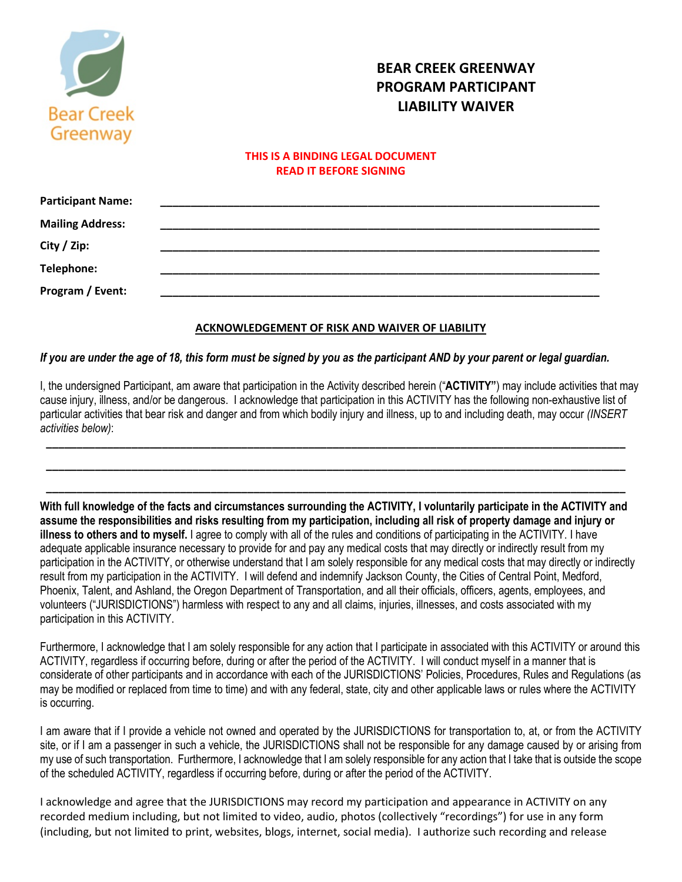Bear Creek Greenway

# BEAR CREEK GREENWAY PROGRAM PARTICIPANT LIABILITY WAIVER

**THIS IS A BINDING LEGAL DOCUMENT**
**READ IT BEFORE SIGNING**

**Participant Name:** ______________________________________________

**Mailing Address:** ______________________________________________

**City / Zip:** ______________________________________________

**Telephone:** ______________________________________________

**Program / Event:** ______________________________________________

## ACKNOWLEDGEMENT OF RISK AND WAIVER OF LIABILITY

***If you are under the age of 18, this form must be signed by you as the participant AND by your parent or legal guardian.***

I, the undersigned Participant, am aware that participation in the Activity described herein ("**ACTIVITY"**) may include activities that may cause injury, illness, and/or be dangerous. I acknowledge that participation in this ACTIVITY has the following non-exhaustive list of particular activities that bear risk and danger and from which bodily injury and illness, up to and including death, may occur *(INSERT activities below)*:

______________________________________________________________________

______________________________________________________________________

______________________________________________________________________

**With full knowledge of the facts and circumstances surrounding the ACTIVITY, I voluntarily participate in the ACTIVITY and assume the responsibilities and risks resulting from my participation, including all risk of property damage and injury or illness to others and to myself.** I agree to comply with all of the rules and conditions of participating in the ACTIVITY. I have adequate applicable insurance necessary to provide for and pay any medical costs that may directly or indirectly result from my participation in the ACTIVITY, or otherwise understand that I am solely responsible for any medical costs that may directly or indirectly result from my participation in the ACTIVITY. I will defend and indemnify Jackson County, the Cities of Central Point, Medford, Phoenix, Talent, and Ashland, the Oregon Department of Transportation, and all their officials, officers, agents, employees, and volunteers ("JURISDICTIONS") harmless with respect to any and all claims, injuries, illnesses, and costs associated with my participation in this ACTIVITY.

Furthermore, I acknowledge that I am solely responsible for any action that I participate in associated with this ACTIVITY or around this ACTIVITY, regardless if occurring before, during or after the period of the ACTIVITY. I will conduct myself in a manner that is considerate of other participants and in accordance with each of the JURISDICTIONS' Policies, Procedures, Rules and Regulations (as may be modified or replaced from time to time) and with any federal, state, city and other applicable laws or rules where the ACTIVITY is occurring.

I am aware that if I provide a vehicle not owned and operated by the JURISDICTIONS for transportation to, at, or from the ACTIVITY site, or if I am a passenger in such a vehicle, the JURISDICTIONS shall not be responsible for any damage caused by or arising from my use of such transportation. Furthermore, I acknowledge that I am solely responsible for any action that I take that is outside the scope of the scheduled ACTIVITY, regardless if occurring before, during or after the period of the ACTIVITY.

I acknowledge and agree that the JURISDICTIONS may record my participation and appearance in ACTIVITY on any recorded medium including, but not limited to video, audio, photos (collectively "recordings") for use in any form (including, but not limited to print, websites, blogs, internet, social media). I authorize such recording and release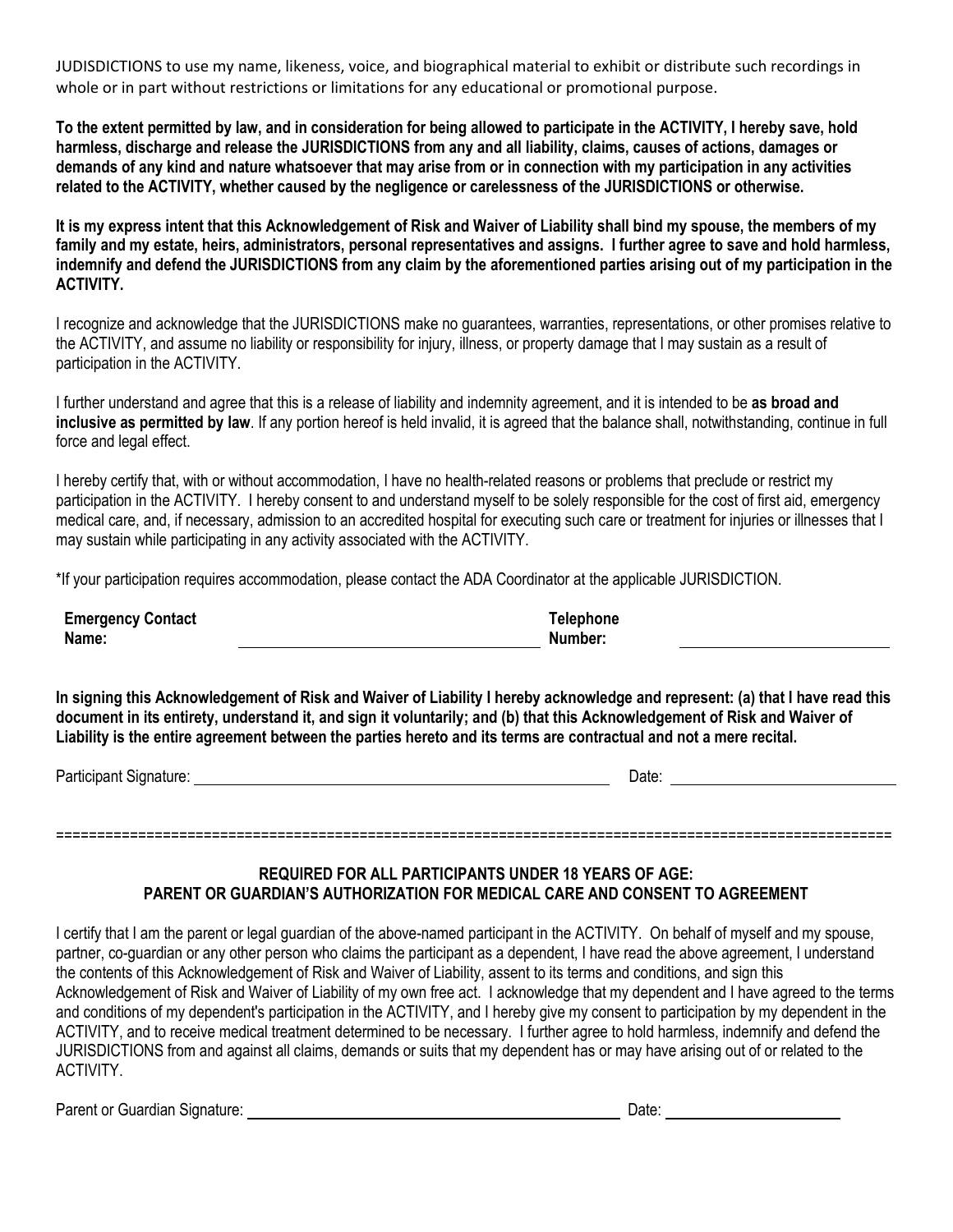JUDISDICTIONS to use my name, likeness, voice, and biographical material to exhibit or distribute such recordings in whole or in part without restrictions or limitations for any educational or promotional purpose.

**To the extent permitted by law, and in consideration for being allowed to participate in the ACTIVITY, I hereby save, hold harmless, discharge and release the JURISDICTIONS from any and all liability, claims, causes of actions, damages or demands of any kind and nature whatsoever that may arise from or in connection with my participation in any activities related to the ACTIVITY, whether caused by the negligence or carelessness of the JURISDICTIONS or otherwise.**

**It is my express intent that this Acknowledgement of Risk and Waiver of Liability shall bind my spouse, the members of my family and my estate, heirs, administrators, personal representatives and assigns. I further agree to save and hold harmless, indemnify and defend the JURISDICTIONS from any claim by the aforementioned parties arising out of my participation in the ACTIVITY.**

I recognize and acknowledge that the JURISDICTIONS make no guarantees, warranties, representations, or other promises relative to the ACTIVITY, and assume no liability or responsibility for injury, illness, or property damage that I may sustain as a result of participation in the ACTIVITY.

I further understand and agree that this is a release of liability and indemnity agreement, and it is intended to be **as broad and inclusive as permitted by law**. If any portion hereof is held invalid, it is agreed that the balance shall, notwithstanding, continue in full force and legal effect.

I hereby certify that, with or without accommodation, I have no health-related reasons or problems that preclude or restrict my participation in the ACTIVITY. I hereby consent to and understand myself to be solely responsible for the cost of first aid, emergency medical care, and, if necessary, admission to an accredited hospital for executing such care or treatment for injuries or illnesses that I may sustain while participating in any activity associated with the ACTIVITY.

*If your participation requires accommodation, please contact the ADA Coordinator at the applicable JURISDICTION.

**Emergency Contact Name:** ______________________ **Telephone Number:** ______________________

**In signing this Acknowledgement of Risk and Waiver of Liability I hereby acknowledge and represent: (a) that I have read this document in its entirety, understand it, and sign it voluntarily; and (b) that this Acknowledgement of Risk and Waiver of Liability is the entire agreement between the parties hereto and its terms are contractual and not a mere recital.**

Participant Signature: ______________________ Date: ______________________

====================================================================================================

**REQUIRED FOR ALL PARTICIPANTS UNDER 18 YEARS OF AGE:**
**PARENT OR GUARDIAN'S AUTHORIZATION FOR MEDICAL CARE AND CONSENT TO AGREEMENT**

I certify that I am the parent or legal guardian of the above-named participant in the ACTIVITY. On behalf of myself and my spouse, partner, co-guardian or any other person who claims the participant as a dependent, I have read the above agreement, I understand the contents of this Acknowledgement of Risk and Waiver of Liability, assent to its terms and conditions, and sign this Acknowledgement of Risk and Waiver of Liability of my own free act. I acknowledge that my dependent and I have agreed to the terms and conditions of my dependent's participation in the ACTIVITY, and I hereby give my consent to participation by my dependent in the ACTIVITY, and to receive medical treatment determined to be necessary. I further agree to hold harmless, indemnify and defend the JURISDICTIONS from and against all claims, demands or suits that my dependent has or may have arising out of or related to the ACTIVITY.

Parent or Guardian Signature: ______________________ Date: ______________________